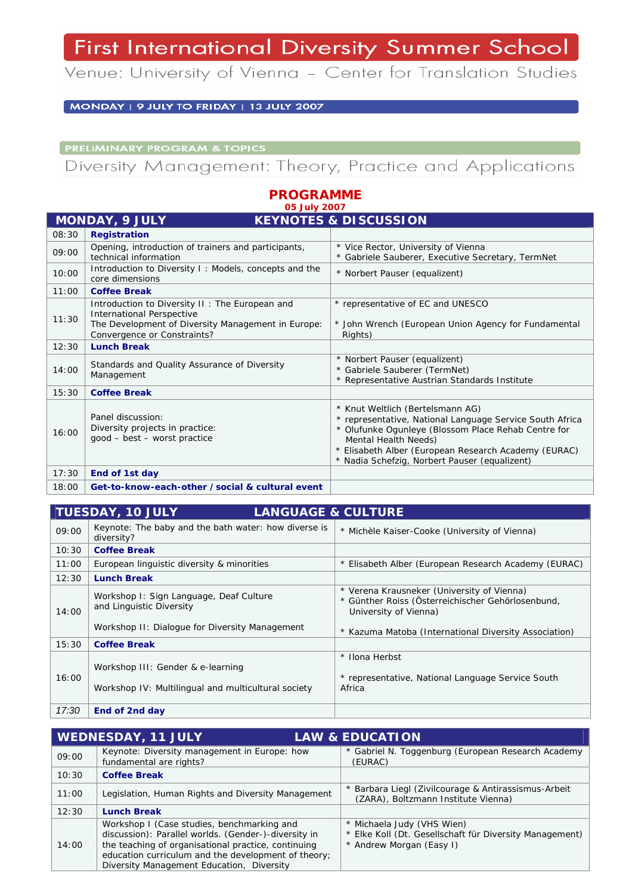# First International Diversity Summer School

Venue: University of Vienna – Center for Translation Studies

**MONDAY | 9 JULY TO FRIDAY | 13 JULY 2007**

**PRELIMINARY PROGRAM & TOPICS**

## Diversity Management: Theory, Practice and Applications

## PROGRAMME

**05 July 2007**

| MONDAY, 9 JULY | KEYNOTES & DISCUSSION | |
|---|---|---|
| 08:30 | **Registration** | |
| 09:00 | Opening, introduction of trainers and participants, technical information | * Vice Rector, University of Vienna<br>* Gabriele Sauberer, Executive Secretary, TermNet |
| 10:00 | Introduction to Diversity I : Models, concepts and the core dimensions | * Norbert Pauser (equalizent) |
| 11:00 | **Coffee Break** | |
| 11:30 | Introduction to Diversity II : The European and International Perspective<br>The Development of Diversity Management in Europe: Convergence or Constraints? | * representative of EC and UNESCO<br>* John Wrench (European Union Agency for Fundamental Rights) |
| 12:30 | **Lunch Break** | |
| 14:00 | Standards and Quality Assurance of Diversity Management | * Norbert Pauser (equalizent)<br>* Gabriele Sauberer (TermNet)<br>* Representative Austrian Standards Institute |
| 15:30 | **Coffee Break** | |
| 16:00 | Panel discussion:<br>Diversity projects in practice:<br>good – best – worst practice | * Knut Weltlich (Bertelsmann AG)<br>* representative, National Language Service South Africa<br>* Olufunke Ogunleye (Blossom Place Rehab Centre for Mental Health Needs)<br>* Elisabeth Alber (European Research Academy (EURAC)<br>* Nadia Schefzig, Norbert Pauser (equalizent) |
| 17:30 | **End of 1st day** | |
| 18:00 | **Get-to-know-each-other / social & cultural event** | |

| TUESDAY, 10 JULY | LANGUAGE & CULTURE | |
|---|---|---|
| 09:00 | Keynote: The baby and the bath water: how diverse is diversity? | * Michèle Kaiser-Cooke (University of Vienna) |
| 10:30 | **Coffee Break** | |
| 11:00 | European linguistic diversity & minorities | * Elisabeth Alber (European Research Academy (EURAC) |
| 12:30 | **Lunch Break** | |
| 14:00 | Workshop I: Sign Language, Deaf Culture and Linguistic Diversity<br>Workshop II: Dialogue for Diversity Management | * Verena Krausneker (University of Vienna)<br>* Günther Roiss (Österreichischer Gehörlosenbund, University of Vienna)<br>* Kazuma Matoba (International Diversity Association) |
| 15:30 | **Coffee Break** | |
| 16:00 | Workshop III: Gender & e-learning<br>Workshop IV: Multilingual and multicultural society | * Ilona Herbst<br>* representative, National Language Service South Africa |
| *17:30* | **End of 2nd day** | |

| WEDNESDAY, 11 JULY | LAW & EDUCATION | |
|---|---|---|
| 09:00 | Keynote: Diversity management in Europe: how fundamental are rights? | * Gabriel N. Toggenburg (European Research Academy (EURAC) |
| 10:30 | **Coffee Break** | |
| 11:00 | Legislation, Human Rights and Diversity Management | * Barbara Liegl (Zivilcourage & Antirassismus-Arbeit (ZARA), Boltzmann Institute Vienna) |
| 12:30 | **Lunch Break** | |
| 14:00 | Workshop I (Case studies, benchmarking and discussion): Parallel worlds. (Gender-)-diversity in the teaching of organisational practice, continuing education curriculum and the development of theory; Diversity Management Education, Diversity | * Michaela Judy (VHS Wien)<br>* Elke Koll (Dt. Gesellschaft für Diversity Management)<br>* Andrew Morgan (Easy I) |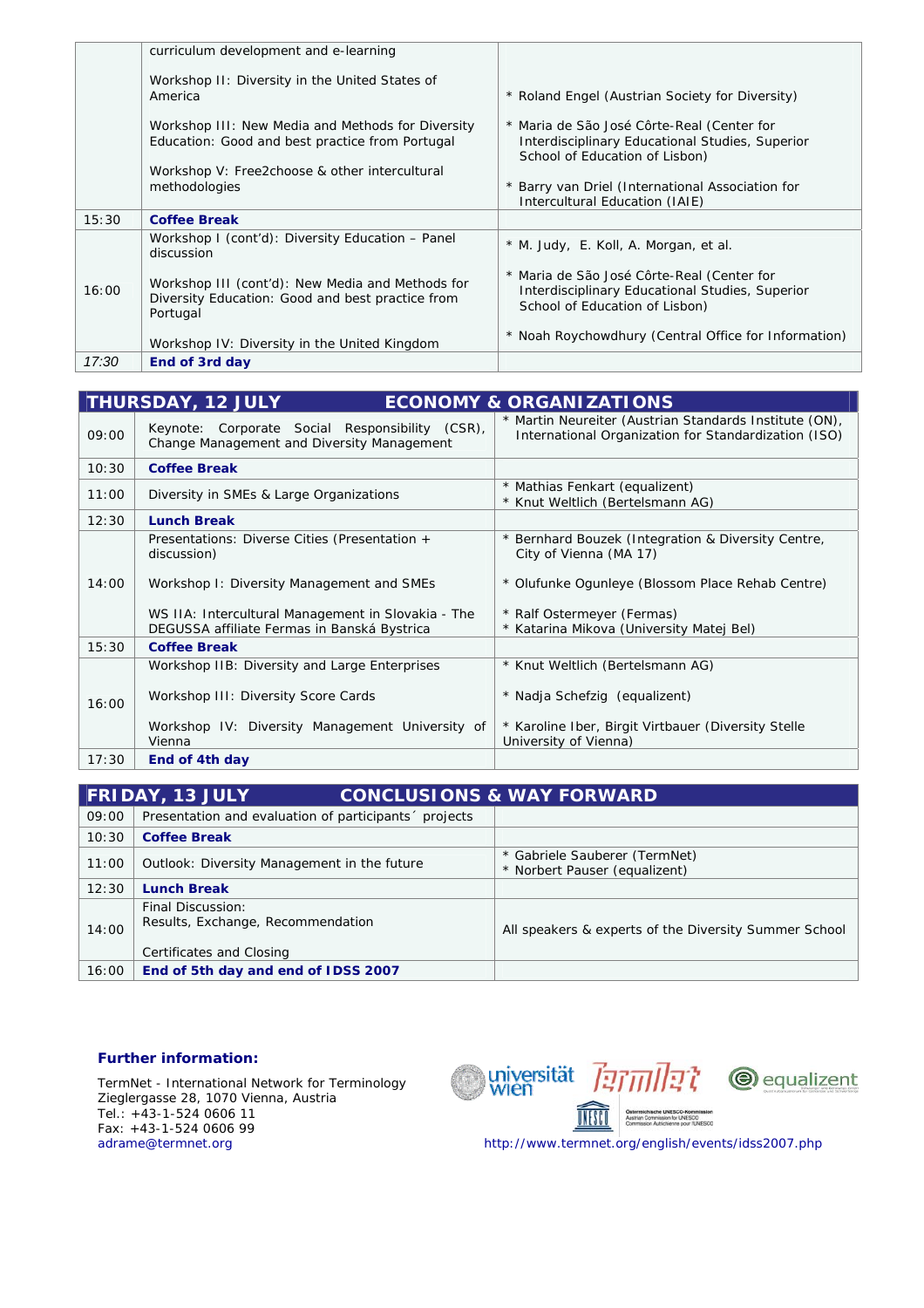| | | |
|---|---|---|
| | curriculum development and e-learning<br><br>Workshop II: Diversity in the United States of America<br><br>Workshop III: New Media and Methods for Diversity Education: Good and best practice from Portugal<br><br>Workshop V: Free2choose & other intercultural methodologies | * Roland Engel (Austrian Society for Diversity)<br><br>* Maria de São José Côrte-Real (Center for Interdisciplinary Educational Studies, Superior School of Education of Lisbon)<br><br>* Barry van Driel (International Association for Intercultural Education (IAIE) |
| 15:30 | **Coffee Break** | |
| 16:00 | Workshop I (cont'd): Diversity Education – Panel discussion<br><br>Workshop III (cont'd): New Media and Methods for Diversity Education: Good and best practice from Portugal<br><br>Workshop IV: Diversity in the United Kingdom | * M. Judy, E. Koll, A. Morgan, et al.<br><br>* Maria de São José Côrte-Real (Center for Interdisciplinary Educational Studies, Superior School of Education of Lisbon)<br><br>* Noah Roychowdhury (Central Office for Information) |
| *17:30* | **End of 3rd day** | |

| **THURSDAY, 12 JULY** | **ECONOMY & ORGANIZATIONS** | |
|---|---|---|
| 09:00 | Keynote: Corporate Social Responsibility (CSR), Change Management and Diversity Management | * Martin Neureiter (Austrian Standards Institute (ON), International Organization for Standardization (ISO) |
| 10:30 | **Coffee Break** | |
| 11:00 | Diversity in SMEs & Large Organizations | * Mathias Fenkart (equalizent)<br>* Knut Weltlich (Bertelsmann AG) |
| 12:30 | **Lunch Break** | |
| 14:00 | Presentations: Diverse Cities (Presentation + discussion)<br><br>Workshop I: Diversity Management and SMEs<br><br>WS IIA: Intercultural Management in Slovakia - The DEGUSSA affiliate Fermas in Banská Bystrica | * Bernhard Bouzek (Integration & Diversity Centre, City of Vienna (MA 17)<br><br>* Olufunke Ogunleye (Blossom Place Rehab Centre)<br><br>* Ralf Ostermeyer (Fermas)<br>* Katarina Mikova (University Matej Bel) |
| 15:30 | **Coffee Break** | |
| 16:00 | Workshop IIB: Diversity and Large Enterprises<br><br>Workshop III: Diversity Score Cards<br><br>Workshop IV: Diversity Management University of Vienna | * Knut Weltlich (Bertelsmann AG)<br><br>* Nadja Schefzig (equalizent)<br><br>* Karoline Iber, Birgit Virtbauer (Diversity Stelle University of Vienna) |
| 17:30 | **End of 4th day** | |

| **FRIDAY, 13 JULY** | **CONCLUSIONS & WAY FORWARD** | |
|---|---|---|
| 09:00 | Presentation and evaluation of participants´ projects | |
| 10:30 | **Coffee Break** | |
| 11:00 | Outlook: Diversity Management in the future | * Gabriele Sauberer (TermNet)<br>* Norbert Pauser (equalizent) |
| 12:30 | **Lunch Break** | |
| 14:00 | Final Discussion:<br>Results, Exchange, Recommendation<br><br>Certificates and Closing | All speakers & experts of the Diversity Summer School |
| 16:00 | **End of 5th day and end of IDSS 2007** | |

**Further information:**

TermNet - International Network for Terminology
Zieglergasse 28, 1070 Vienna, Austria
Tel.: +43-1-524 0606 11
Fax: +43-1-524 0606 99
adrame@termnet.org

http://www.termnet.org/english/events/idss2007.php